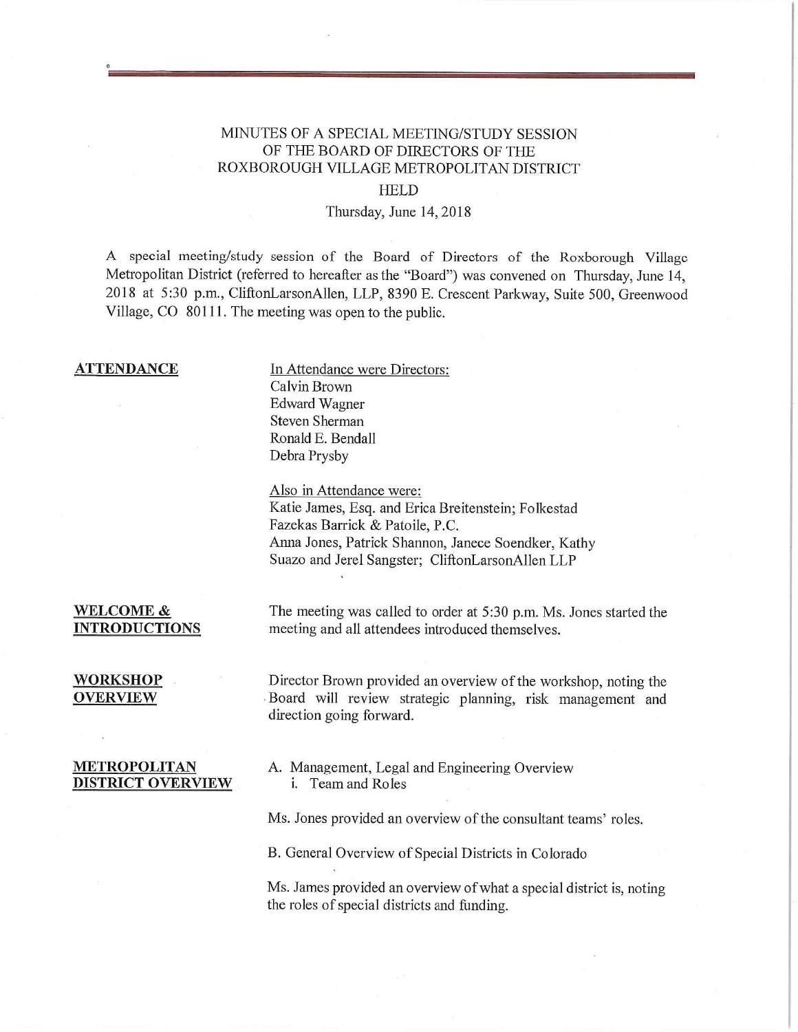MINUTES OF A SPECIAL MEETING/STUDY SESSION
OF THE BOARD OF DIRECTORS OF THE
ROXBOROUGH VILLAGE METROPOLITAN DISTRICT
HELD
Thursday, June 14, 2018

A special meeting/study session of the Board of Directors of the Roxborough Village Metropolitan District (referred to hereafter as the "Board") was convened on Thursday, June 14, 2018 at 5:30 p.m., CliftonLarsonAllen, LLP, 8390 E. Crescent Parkway, Suite 500, Greenwood Village, CO 80111. The meeting was open to the public.

**ATTENDANCE**

In Attendance were Directors:
Calvin Brown
Edward Wagner
Steven Sherman
Ronald E. Bendall
Debra Prysby

Also in Attendance were:
Katie James, Esq. and Erica Breitenstein; Folkestad Fazekas Barrick & Patoile, P.C.
Anna Jones, Patrick Shannon, Janece Soendker, Kathy Suazo and Jerel Sangster; CliftonLarsonAllen LLP

**WELCOME & INTRODUCTIONS**

The meeting was called to order at 5:30 p.m. Ms. Jones started the meeting and all attendees introduced themselves.

**WORKSHOP OVERVIEW**

Director Brown provided an overview of the workshop, noting the Board will review strategic planning, risk management and direction going forward.

**METROPOLITAN DISTRICT OVERVIEW**

A. Management, Legal and Engineering Overview
   i. Team and Roles

Ms. Jones provided an overview of the consultant teams' roles.

B. General Overview of Special Districts in Colorado

Ms. James provided an overview of what a special district is, noting the roles of special districts and funding.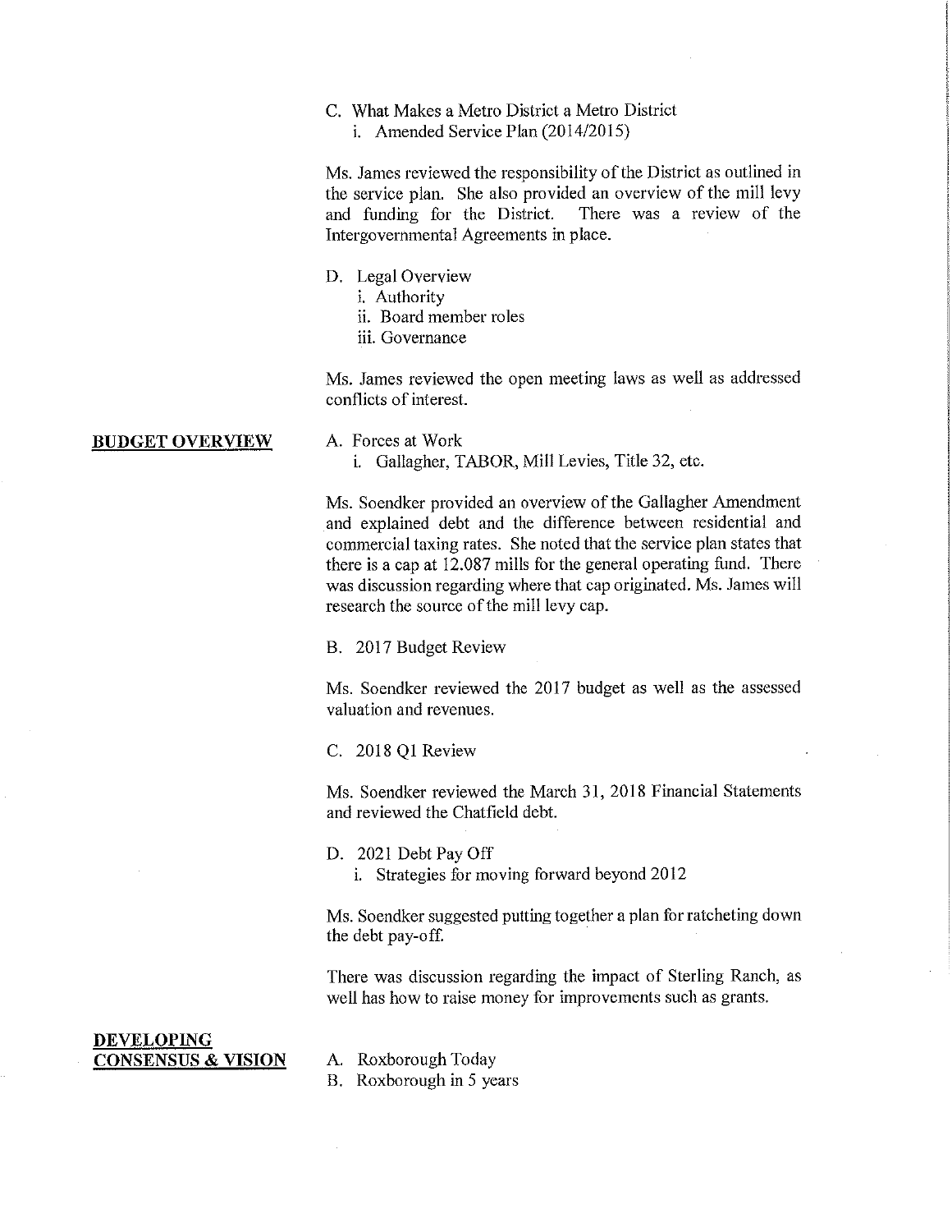C. What Makes a Metro District a Metro District
   i. Amended Service Plan (2014/2015)

Ms. James reviewed the responsibility of the District as outlined in the service plan. She also provided an overview of the mill levy and funding for the District. There was a review of the Intergovernmental Agreements in place.

D. Legal Overview
   i. Authority
   ii. Board member roles
   iii. Governance

Ms. James reviewed the open meeting laws as well as addressed conflicts of interest.

**BUDGET OVERVIEW**

A. Forces at Work
   i. Gallagher, TABOR, Mill Levies, Title 32, etc.

Ms. Soendker provided an overview of the Gallagher Amendment and explained debt and the difference between residential and commercial taxing rates. She noted that the service plan states that there is a cap at 12.087 mills for the general operating fund. There was discussion regarding where that cap originated. Ms. James will research the source of the mill levy cap.

B. 2017 Budget Review

Ms. Soendker reviewed the 2017 budget as well as the assessed valuation and revenues.

C. 2018 Q1 Review

Ms. Soendker reviewed the March 31, 2018 Financial Statements and reviewed the Chatfield debt.

D. 2021 Debt Pay Off
   i. Strategies for moving forward beyond 2012

Ms. Soendker suggested putting together a plan for ratcheting down the debt pay-off.

There was discussion regarding the impact of Sterling Ranch, as well has how to raise money for improvements such as grants.

**DEVELOPING CONSENSUS & VISION**

A. Roxborough Today
B. Roxborough in 5 years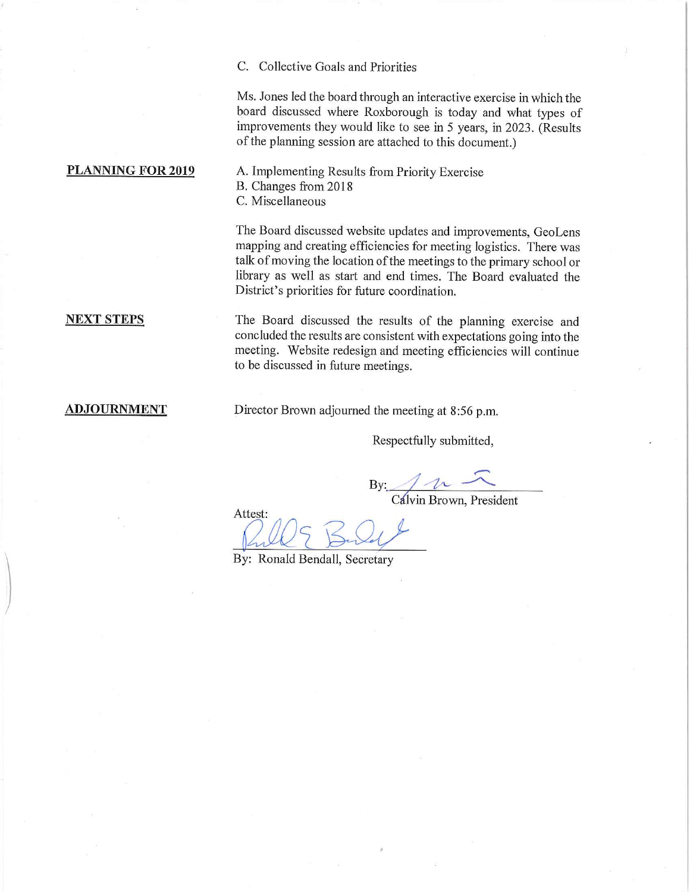C. Collective Goals and Priorities

Ms. Jones led the board through an interactive exercise in which the board discussed where Roxborough is today and what types of improvements they would like to see in 5 years, in 2023. (Results of the planning session are attached to this document.)

**PLANNING FOR 2019**

A. Implementing Results from Priority Exercise
B. Changes from 2018
C. Miscellaneous

The Board discussed website updates and improvements, GeoLens mapping and creating efficiencies for meeting logistics. There was talk of moving the location of the meetings to the primary school or library as well as start and end times. The Board evaluated the District's priorities for future coordination.

**NEXT STEPS**

The Board discussed the results of the planning exercise and concluded the results are consistent with expectations going into the meeting. Website redesign and meeting efficiencies will continue to be discussed in future meetings.

**ADJOURNMENT**

Director Brown adjourned the meeting at 8:56 p.m.

Respectfully submitted,

By: ______________________
Calvin Brown, President

Attest:

______________________
By: Ronald Bendall, Secretary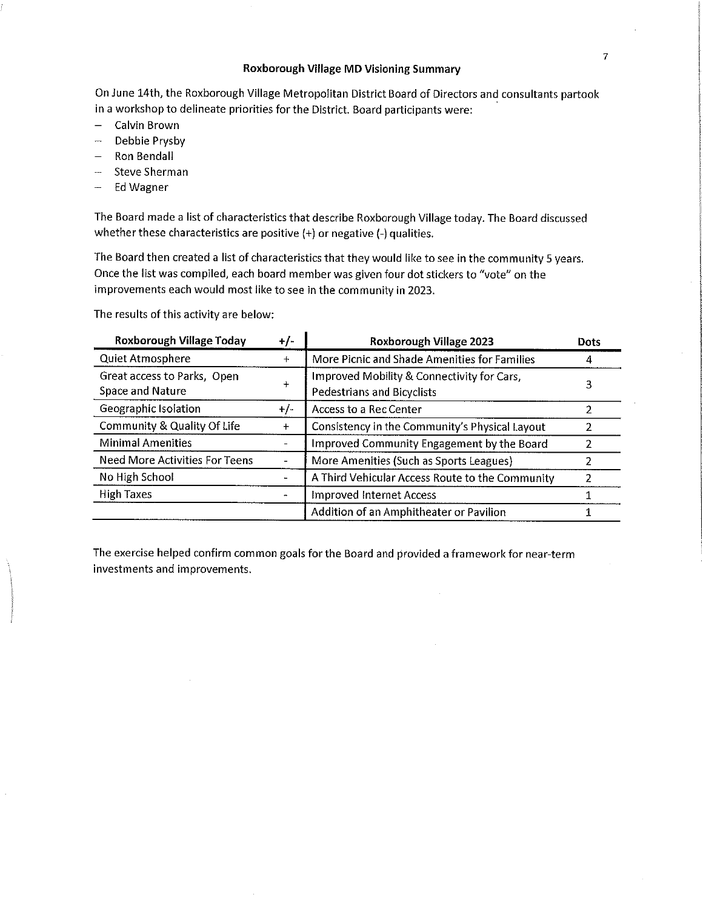## Roxborough Village MD Visioning Summary

On June 14th, the Roxborough Village Metropolitan District Board of Directors and consultants partook in a workshop to delineate priorities for the District. Board participants were:

- Calvin Brown
- Debbie Prysby
- Ron Bendall
- Steve Sherman
- Ed Wagner

The Board made a list of characteristics that describe Roxborough Village today. The Board discussed whether these characteristics are positive (+) or negative (-) qualities.

The Board then created a list of characteristics that they would like to see in the community 5 years. Once the list was compiled, each board member was given four dot stickers to "vote" on the improvements each would most like to see in the community in 2023.

The results of this activity are below:

| Roxborough Village Today | +/- | Roxborough Village 2023 | Dots |
|---|---|---|---|
| Quiet Atmosphere | + | More Picnic and Shade Amenities for Families | 4 |
| Great access to Parks, Open Space and Nature | + | Improved Mobility & Connectivity for Cars, Pedestrians and Bicyclists | 3 |
| Geographic Isolation | +/- | Access to a Rec Center | 2 |
| Community & Quality Of Life | + | Consistency in the Community's Physical Layout | 2 |
| Minimal Amenities | - | Improved Community Engagement by the Board | 2 |
| Need More Activities For Teens | - | More Amenities (Such as Sports Leagues) | 2 |
| No High School | - | A Third Vehicular Access Route to the Community | 2 |
| High Taxes | - | Improved Internet Access | 1 |
| | | Addition of an Amphitheater or Pavilion | 1 |

The exercise helped confirm common goals for the Board and provided a framework for near-term investments and improvements.